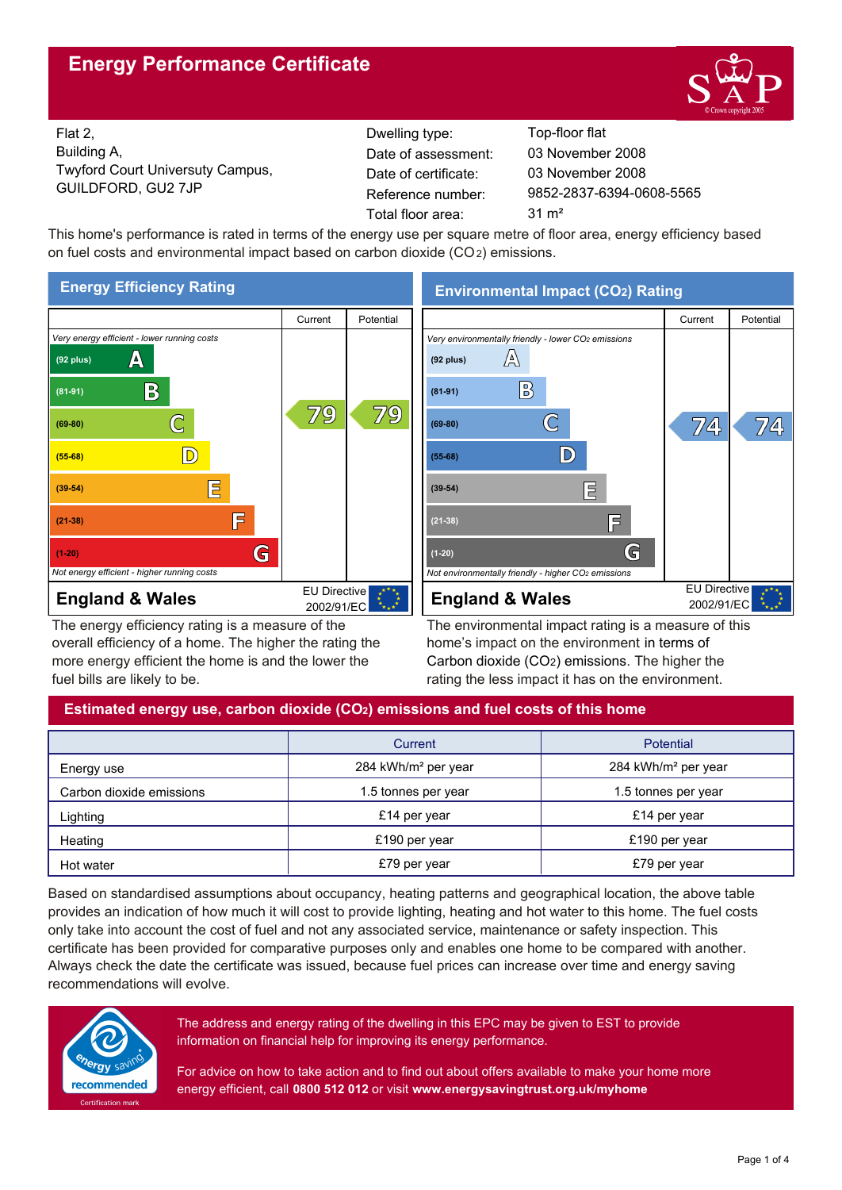# Energy Performance Certificate

Flat 2,
Building A,
Twyford Court Universuty Campus,
GUILDFORD, GU2 7JP

| | |
|---|---|
| Dwelling type: | Top-floor flat |
| Date of assessment: | 03 November 2008 |
| Date of certificate: | 03 November 2008 |
| Reference number: | 9852-2837-6394-0608-5565 |
| Total floor area: | 31 m² |

This home's performance is rated in terms of the energy use per square metre of floor area, energy efficiency based on fuel costs and environmental impact based on carbon dioxide ($CO_2$) emissions.

## Energy Efficiency Rating

| | Current | Potential |
|---|---|---|
| *Very energy efficient - lower running costs* | | |
| (92 plus) A | | |
| (81-91) B | | |
| (69-80) C | 79 | 79 |
| (55-68) D | | |
| (39-54) E | | |
| (21-38) F | | |
| (1-20) G | | |
| *Not energy efficient - higher running costs* | | |

**England & Wales** EU Directive 2002/91/EC

The energy efficiency rating is a measure of the overall efficiency of a home. The higher the rating the more energy efficient the home is and the lower the fuel bills are likely to be.

## Environmental Impact ($CO_2$) Rating

| | Current | Potential |
|---|---|---|
| *Very environmentally friendly - lower $CO_2$ emissions* | | |
| (92 plus) A | | |
| (81-91) B | | |
| (69-80) C | 74 | 74 |
| (55-68) D | | |
| (39-54) E | | |
| (21-38) F | | |
| (1-20) G | | |
| *Not environmentally friendly - higher $CO_2$ emissions* | | |

**England & Wales** EU Directive 2002/91/EC

The environmental impact rating is a measure of this home's impact on the environment in terms of Carbon dioxide ($CO_2$) emissions. The higher the rating the less impact it has on the environment.

## Estimated energy use, carbon dioxide ($CO_2$) emissions and fuel costs of this home

| | Current | Potential |
|---|---|---|
| Energy use | 284 kWh/m² per year | 284 kWh/m² per year |
| Carbon dioxide emissions | 1.5 tonnes per year | 1.5 tonnes per year |
| Lighting | £14 per year | £14 per year |
| Heating | £190 per year | £190 per year |
| Hot water | £79 per year | £79 per year |

Based on standardised assumptions about occupancy, heating patterns and geographical location, the above table provides an indication of how much it will cost to provide lighting, heating and hot water to this home. The fuel costs only take into account the cost of fuel and not any associated service, maintenance or safety inspection. This certificate has been provided for comparative purposes only and enables one home to be compared with another. Always check the date the certificate was issued, because fuel prices can increase over time and energy saving recommendations will evolve.

The address and energy rating of the dwelling in this EPC may be given to EST to provide information on financial help for improving its energy performance.

For advice on how to take action and to find out about offers available to make your home more energy efficient, call **0800 512 012** or visit **www.energysavingtrust.org.uk/myhome**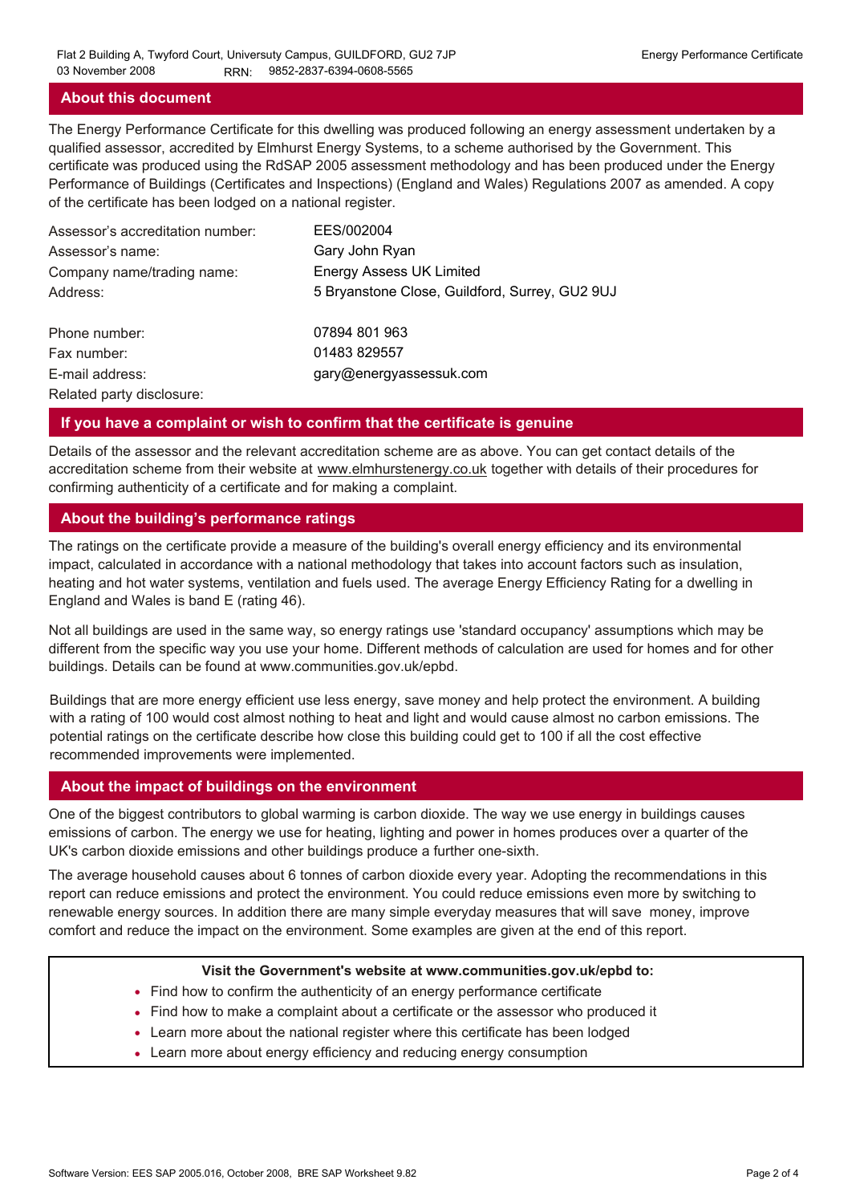## About this document

The Energy Performance Certificate for this dwelling was produced following an energy assessment undertaken by a qualified assessor, accredited by Elmhurst Energy Systems, to a scheme authorised by the Government. This certificate was produced using the RdSAP 2005 assessment methodology and has been produced under the Energy Performance of Buildings (Certificates and Inspections) (England and Wales) Regulations 2007 as amended. A copy of the certificate has been lodged on a national register.

| | |
|---|---|
| Assessor's accreditation number: | EES/002004 |
| Assessor's name: | Gary John Ryan |
| Company name/trading name: | Energy Assess UK Limited |
| Address: | 5 Bryanstone Close, Guildford, Surrey, GU2 9UJ |
| Phone number: | 07894 801 963 |
| Fax number: | 01483 829557 |
| E-mail address: | gary@energyassessuk.com |
| Related party disclosure: | |

## If you have a complaint or wish to confirm that the certificate is genuine

Details of the assessor and the relevant accreditation scheme are as above. You can get contact details of the accreditation scheme from their website at www.elmhurstenergy.co.uk together with details of their procedures for confirming authenticity of a certificate and for making a complaint.

## About the building's performance ratings

The ratings on the certificate provide a measure of the building's overall energy efficiency and its environmental impact, calculated in accordance with a national methodology that takes into account factors such as insulation, heating and hot water systems, ventilation and fuels used. The average Energy Efficiency Rating for a dwelling in England and Wales is band E (rating 46).

Not all buildings are used in the same way, so energy ratings use 'standard occupancy' assumptions which may be different from the specific way you use your home. Different methods of calculation are used for homes and for other buildings. Details can be found at www.communities.gov.uk/epbd.

Buildings that are more energy efficient use less energy, save money and help protect the environment. A building with a rating of 100 would cost almost nothing to heat and light and would cause almost no carbon emissions. The potential ratings on the certificate describe how close this building could get to 100 if all the cost effective recommended improvements were implemented.

## About the impact of buildings on the environment

One of the biggest contributors to global warming is carbon dioxide. The way we use energy in buildings causes emissions of carbon. The energy we use for heating, lighting and power in homes produces over a quarter of the UK's carbon dioxide emissions and other buildings produce a further one-sixth.

The average household causes about 6 tonnes of carbon dioxide every year. Adopting the recommendations in this report can reduce emissions and protect the environment. You could reduce emissions even more by switching to renewable energy sources. In addition there are many simple everyday measures that will save money, improve comfort and reduce the impact on the environment. Some examples are given at the end of this report.

**Visit the Government's website at www.communities.gov.uk/epbd to:**

- Find how to confirm the authenticity of an energy performance certificate
- Find how to make a complaint about a certificate or the assessor who produced it
- Learn more about the national register where this certificate has been lodged
- Learn more about energy efficiency and reducing energy consumption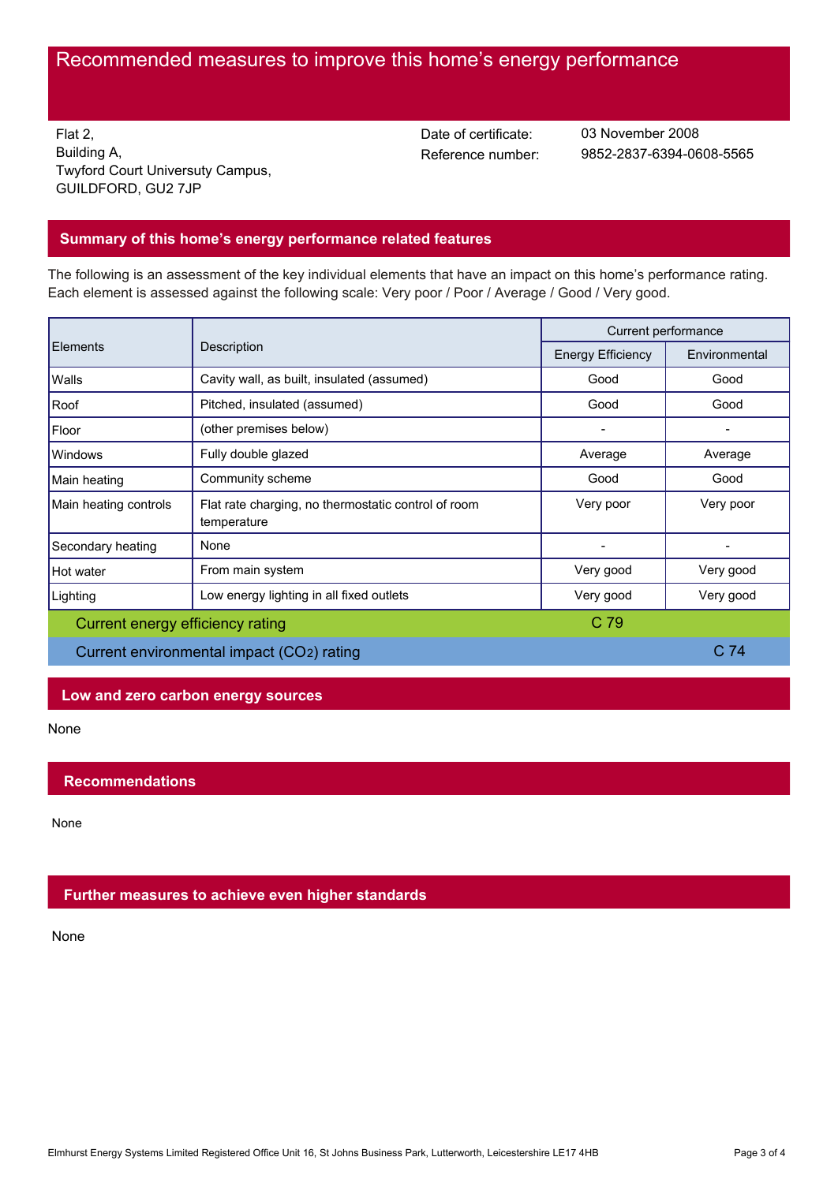# Recommended measures to improve this home's energy performance

Flat 2,
Building A,
Twyford Court Univerusty Campus,
GUILDFORD, GU2 7JP

Date of certificate: 03 November 2008
Reference number: 9852-2837-6394-0608-5565

## Summary of this home's energy performance related features

The following is an assessment of the key individual elements that have an impact on this home's performance rating. Each element is assessed against the following scale: Very poor / Poor / Average / Good / Very good.

| Elements | Description | Current performance | |
|---|---|---|---|
| | | Energy Efficiency | Environmental |
| Walls | Cavity wall, as built, insulated (assumed) | Good | Good |
| Roof | Pitched, insulated (assumed) | Good | Good |
| Floor | (other premises below) | - | - |
| Windows | Fully double glazed | Average | Average |
| Main heating | Community scheme | Good | Good |
| Main heating controls | Flat rate charging, no thermostatic control of room temperature | Very poor | Very poor |
| Secondary heating | None | - | - |
| Hot water | From main system | Very good | Very good |
| Lighting | Low energy lighting in all fixed outlets | Very good | Very good |
| Current energy efficiency rating | | C 79 | |
| Current environmental impact ($CO_2$) rating | | | C 74 |

## Low and zero carbon energy sources

None

## Recommendations

None

## Further measures to achieve even higher standards

None

Elmhurst Energy Systems Limited Registered Office Unit 16, St Johns Business Park, Lutterworth, Leicestershire LE17 4HB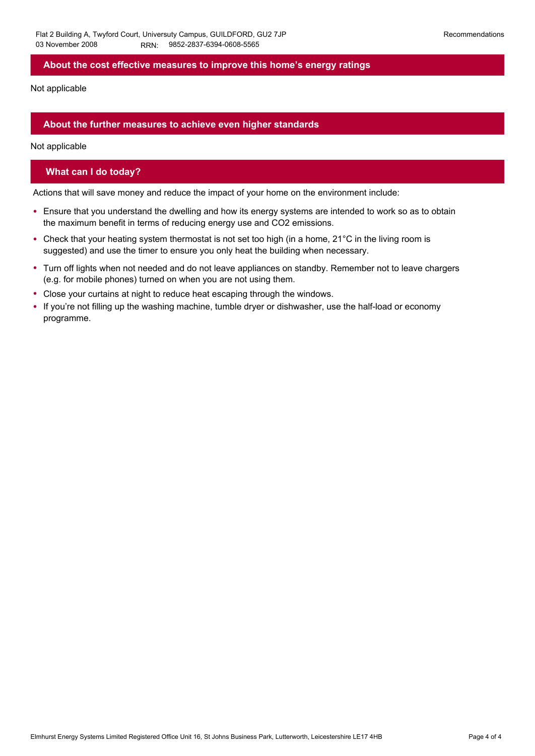## About the cost effective measures to improve this home's energy ratings

Not applicable

## About the further measures to achieve even higher standards

Not applicable

## What can I do today?

Actions that will save money and reduce the impact of your home on the environment include:

- Ensure that you understand the dwelling and how its energy systems are intended to work so as to obtain the maximum benefit in terms of reducing energy use and $CO_2$ emissions.
- Check that your heating system thermostat is not set too high (in a home, 21°C in the living room is suggested) and use the timer to ensure you only heat the building when necessary.
- Turn off lights when not needed and do not leave appliances on standby. Remember not to leave chargers (e.g. for mobile phones) turned on when you are not using them.
- Close your curtains at night to reduce heat escaping through the windows.
- If you're not filling up the washing machine, tumble dryer or dishwasher, use the half-load or economy programme.